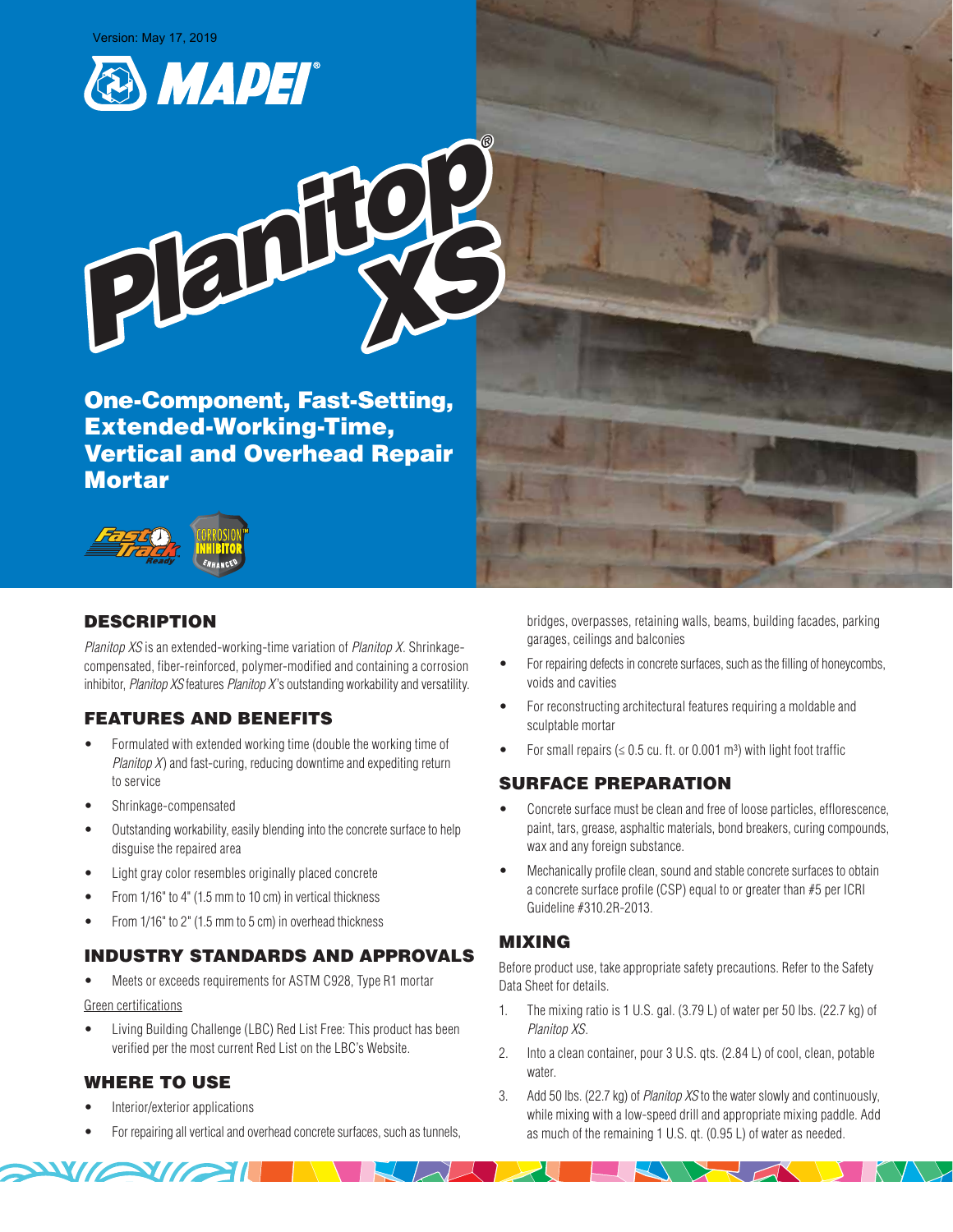Version: May 17, 2019

MAPEI

# Planitop® XS

## One-Component, Fast-Setting, Extended-Working-Time, Vertical and Overhead Repair Mortar

## DESCRIPTION

*Planitop XS* is an extended-working-time variation of *Planitop X*. Shrinkage-compensated, fiber-reinforced, polymer-modified and containing a corrosion inhibitor, *Planitop XS* features *Planitop X*'s outstanding workability and versatility.

## FEATURES AND BENEFITS

- Formulated with extended working time (double the working time of *Planitop X*) and fast-curing, reducing downtime and expediting return to service
- Shrinkage-compensated
- Outstanding workability, easily blending into the concrete surface to help disguise the repaired area
- Light gray color resembles originally placed concrete
- From 1/16" to 4" (1.5 mm to 10 cm) in vertical thickness
- From 1/16" to 2" (1.5 mm to 5 cm) in overhead thickness

## INDUSTRY STANDARDS AND APPROVALS

- Meets or exceeds requirements for ASTM C928, Type R1 mortar

Green certifications

- Living Building Challenge (LBC) Red List Free: This product has been verified per the most current Red List on the LBC's Website.

## WHERE TO USE

- Interior/exterior applications
- For repairing all vertical and overhead concrete surfaces, such as tunnels, bridges, overpasses, retaining walls, beams, building facades, parking garages, ceilings and balconies
- For repairing defects in concrete surfaces, such as the filling of honeycombs, voids and cavities
- For reconstructing architectural features requiring a moldable and sculptable mortar
- For small repairs (≤ 0.5 cu. ft. or 0.001 m³) with light foot traffic

## SURFACE PREPARATION

- Concrete surface must be clean and free of loose particles, efflorescence, paint, tars, grease, asphaltic materials, bond breakers, curing compounds, wax and any foreign substance.
- Mechanically profile clean, sound and stable concrete surfaces to obtain a concrete surface profile (CSP) equal to or greater than #5 per ICRI Guideline #310.2R-2013.

## MIXING

Before product use, take appropriate safety precautions. Refer to the Safety Data Sheet for details.

1. The mixing ratio is 1 U.S. gal. (3.79 L) of water per 50 lbs. (22.7 kg) of *Planitop XS*.
2. Into a clean container, pour 3 U.S. qts. (2.84 L) of cool, clean, potable water.
3. Add 50 lbs. (22.7 kg) of *Planitop XS* to the water slowly and continuously, while mixing with a low-speed drill and appropriate mixing paddle. Add as much of the remaining 1 U.S. qt. (0.95 L) of water as needed.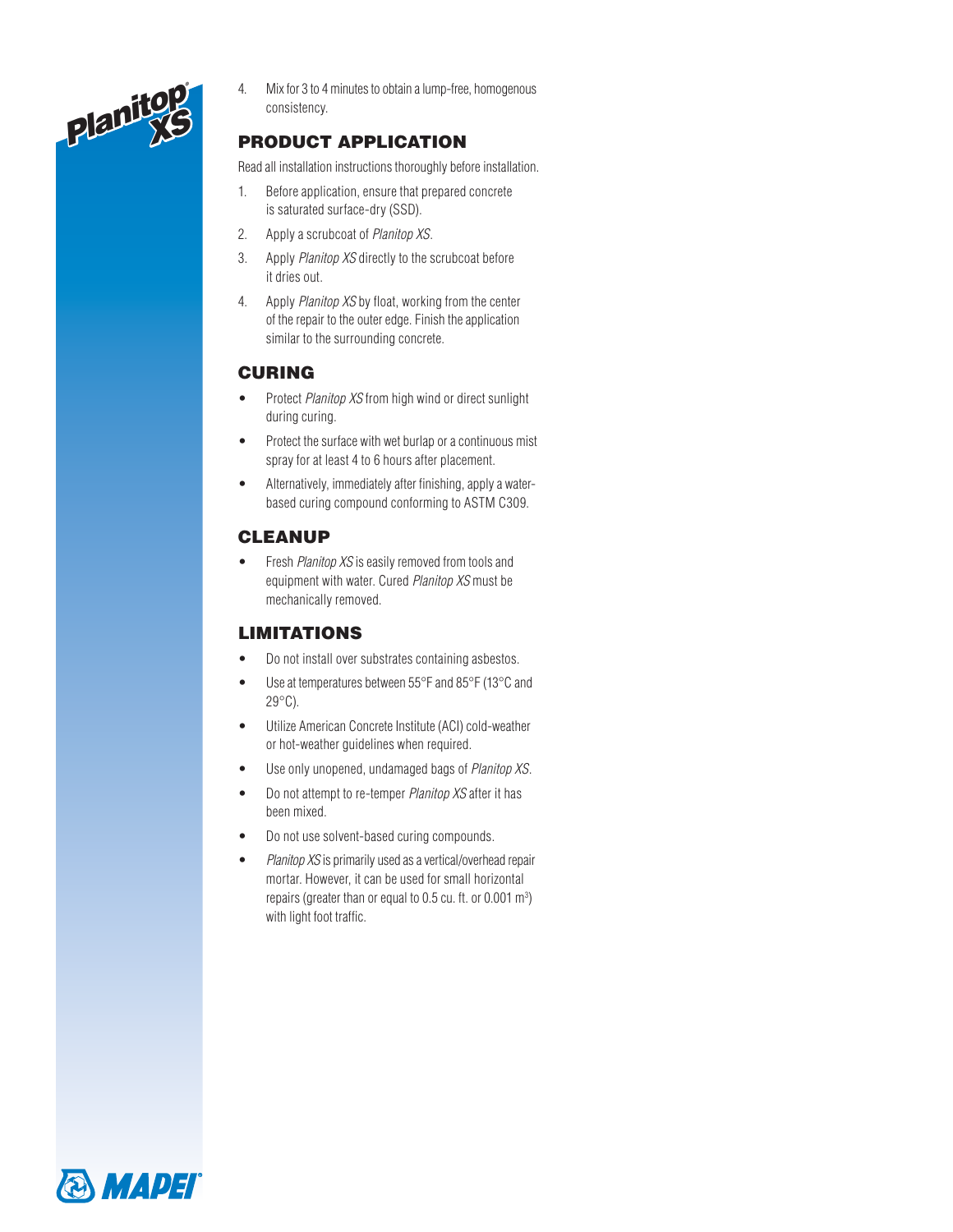4. Mix for 3 to 4 minutes to obtain a lump-free, homogenous consistency.

## PRODUCT APPLICATION

Read all installation instructions thoroughly before installation.

1. Before application, ensure that prepared concrete is saturated surface-dry (SSD).
2. Apply a scrubcoat of *Planitop XS*.
3. Apply *Planitop XS* directly to the scrubcoat before it dries out.
4. Apply *Planitop XS* by float, working from the center of the repair to the outer edge. Finish the application similar to the surrounding concrete.

## CURING

- Protect *Planitop XS* from high wind or direct sunlight during curing.
- Protect the surface with wet burlap or a continuous mist spray for at least 4 to 6 hours after placement.
- Alternatively, immediately after finishing, apply a water-based curing compound conforming to ASTM C309.

## CLEANUP

- Fresh *Planitop XS* is easily removed from tools and equipment with water. Cured *Planitop XS* must be mechanically removed.

## LIMITATIONS

- Do not install over substrates containing asbestos.
- Use at temperatures between 55°F and 85°F (13°C and 29°C).
- Utilize American Concrete Institute (ACI) cold-weather or hot-weather guidelines when required.
- Use only unopened, undamaged bags of *Planitop XS*.
- Do not attempt to re-temper *Planitop XS* after it has been mixed.
- Do not use solvent-based curing compounds.
- *Planitop XS* is primarily used as a vertical/overhead repair mortar. However, it can be used for small horizontal repairs (greater than or equal to 0.5 cu. ft. or 0.001 $m^3$) with light foot traffic.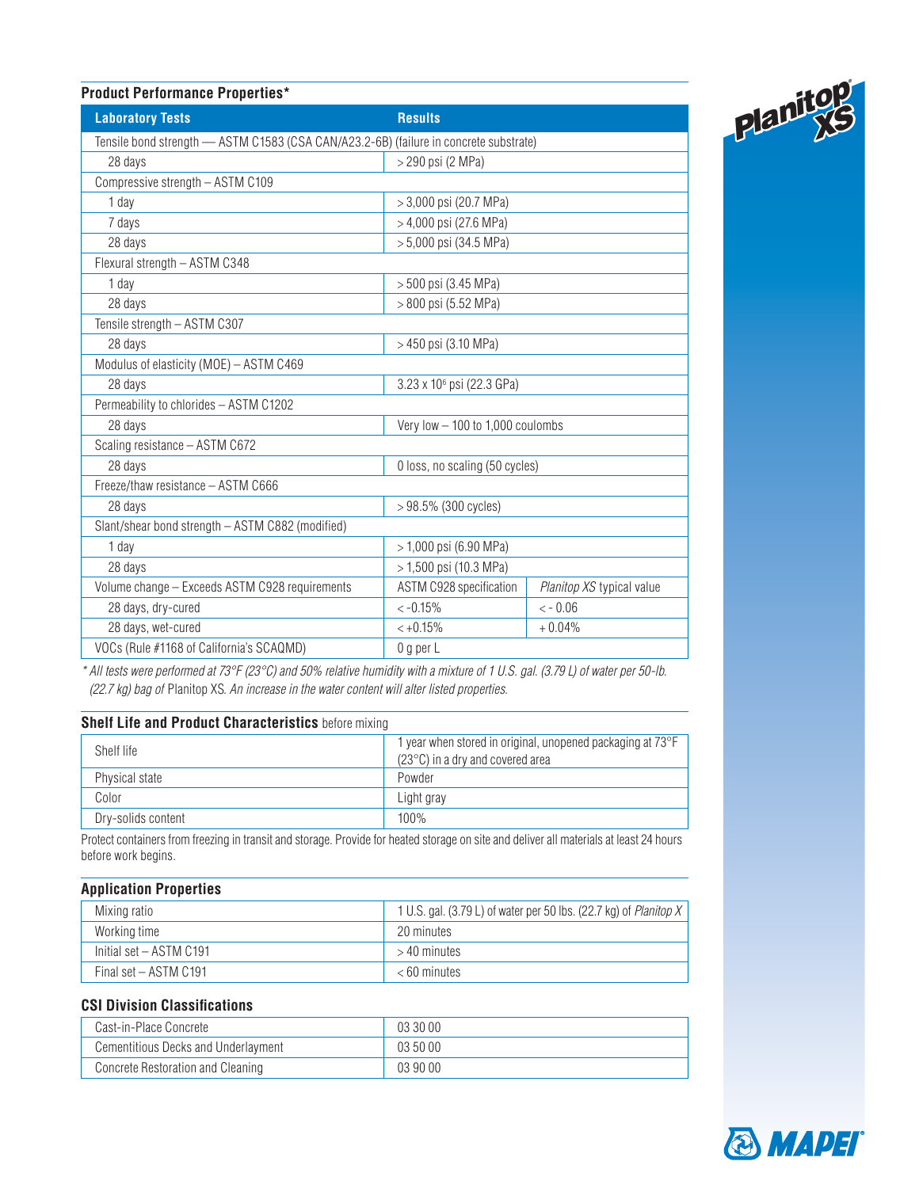## Product Performance Properties*

| Laboratory Tests | Results | |
|---|---|---|
| Tensile bond strength — ASTM C1583 (CSA CAN/A23.2-6B) (failure in concrete substrate) | | |
| 28 days | > 290 psi (2 MPa) | |
| Compressive strength – ASTM C109 | | |
| 1 day | > 3,000 psi (20.7 MPa) | |
| 7 days | > 4,000 psi (27.6 MPa) | |
| 28 days | > 5,000 psi (34.5 MPa) | |
| Flexural strength – ASTM C348 | | |
| 1 day | > 500 psi (3.45 MPa) | |
| 28 days | > 800 psi (5.52 MPa) | |
| Tensile strength – ASTM C307 | | |
| 28 days | > 450 psi (3.10 MPa) | |
| Modulus of elasticity (MOE) – ASTM C469 | | |
| 28 days | $3.23 \times 10^6$ psi (22.3 GPa) | |
| Permeability to chlorides – ASTM C1202 | | |
| 28 days | Very low – 100 to 1,000 coulombs | |
| Scaling resistance – ASTM C672 | | |
| 28 days | 0 loss, no scaling (50 cycles) | |
| Freeze/thaw resistance – ASTM C666 | | |
| 28 days | > 98.5% (300 cycles) | |
| Slant/shear bond strength – ASTM C882 (modified) | | |
| 1 day | > 1,000 psi (6.90 MPa) | |
| 28 days | > 1,500 psi (10.3 MPa) | |
| Volume change – Exceeds ASTM C928 requirements | ASTM C928 specification | *Planitop XS* typical value |
| 28 days, dry-cured | < -0.15% | < - 0.06 |
| 28 days, wet-cured | < +0.15% | + 0.04% |
| VOCs (Rule #1168 of California's SCAQMD) | 0 g per L | |

*\* All tests were performed at 73°F (23°C) and 50% relative humidity with a mixture of 1 U.S. gal. (3.79 L) of water per 50-lb. (22.7 kg) bag of* Planitop XS. *An increase in the water content will alter listed properties.*

## Shelf Life and Product Characteristics before mixing

| | |
|---|---|
| Shelf life | 1 year when stored in original, unopened packaging at 73°F (23°C) in a dry and covered area |
| Physical state | Powder |
| Color | Light gray |
| Dry-solids content | 100% |

Protect containers from freezing in transit and storage. Provide for heated storage on site and deliver all materials at least 24 hours before work begins.

## Application Properties

| | |
|---|---|
| Mixing ratio | 1 U.S. gal. (3.79 L) of water per 50 lbs. (22.7 kg) of *Planitop X* |
| Working time | 20 minutes |
| Initial set – ASTM C191 | > 40 minutes |
| Final set – ASTM C191 | < 60 minutes |

## CSI Division Classifications

| | |
|---|---|
| Cast-in-Place Concrete | 03 30 00 |
| Cementitious Decks and Underlayment | 03 50 00 |
| Concrete Restoration and Cleaning | 03 90 00 |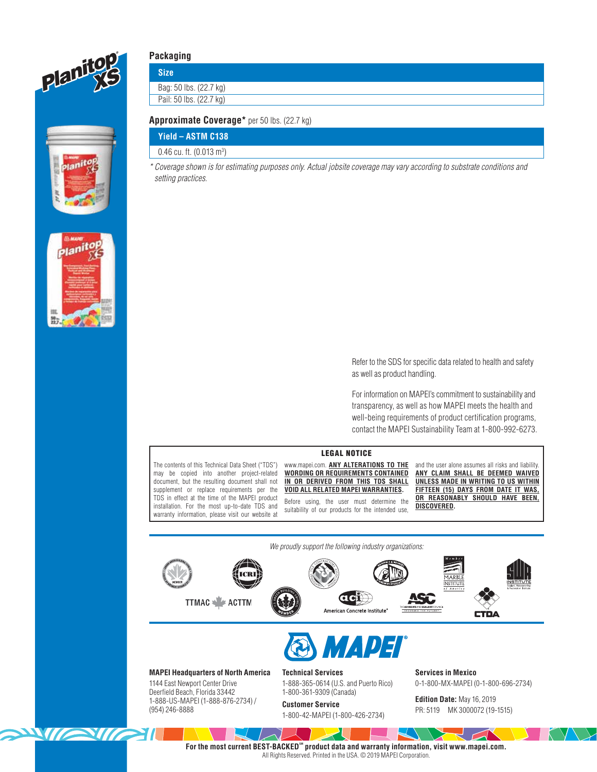## Packaging

| Size |
|---|
| Bag: 50 lbs. (22.7 kg) |
| Pail: 50 lbs. (22.7 kg) |

## Approximate Coverage* per 50 lbs. (22.7 kg)

| Yield – ASTM C138 |
|---|
| 0.46 cu. ft. (0.013 $m^3$) |

*\* Coverage shown is for estimating purposes only. Actual jobsite coverage may vary according to substrate conditions and setting practices.*

Refer to the SDS for specific data related to health and safety as well as product handling.

For information on MAPEI's commitment to sustainability and transparency, as well as how MAPEI meets the health and well-being requirements of product certification programs, contact the MAPEI Sustainability Team at 1-800-992-6273.

### LEGAL NOTICE

The contents of this Technical Data Sheet ("TDS") may be copied into another project-related document, but the resulting document shall not supplement or replace requirements per the TDS in effect at the time of the MAPEI product installation. For the most up-to-date TDS and warranty information, please visit our website at www.mapei.com. **ANY ALTERATIONS TO THE WORDING OR REQUIREMENTS CONTAINED IN OR DERIVED FROM THIS TDS SHALL VOID ALL RELATED MAPEI WARRANTIES.**

Before using, the user must determine the suitability of our products for the intended use, and the user alone assumes all risks and liability. **ANY CLAIM SHALL BE DEEMED WAIVED UNLESS MADE IN WRITING TO US WITHIN FIFTEEN (15) DAYS FROM DATE IT WAS, OR REASONABLY SHOULD HAVE BEEN, DISCOVERED.**

*We proudly support the following industry organizations:*

**MAPEI Headquarters of North America**
1144 East Newport Center Drive
Deerfield Beach, Florida 33442
1-888-US-MAPEI (1-888-876-2734) /
(954) 246-8888

**Technical Services**
1-888-365-0614 (U.S. and Puerto Rico)
1-800-361-9309 (Canada)

**Customer Service**
1-800-42-MAPEI (1-800-426-2734)

**Services in Mexico**
0-1-800-MX-MAPEI (0-1-800-696-2734)

**Edition Date:** May 16, 2019
PR: 5119 MK 3000072 (19-1515)

**For the most current BEST-BACKED℠ product data and warranty information, visit www.mapei.com.**
All Rights Reserved. Printed in the USA. © 2019 MAPEI Corporation.